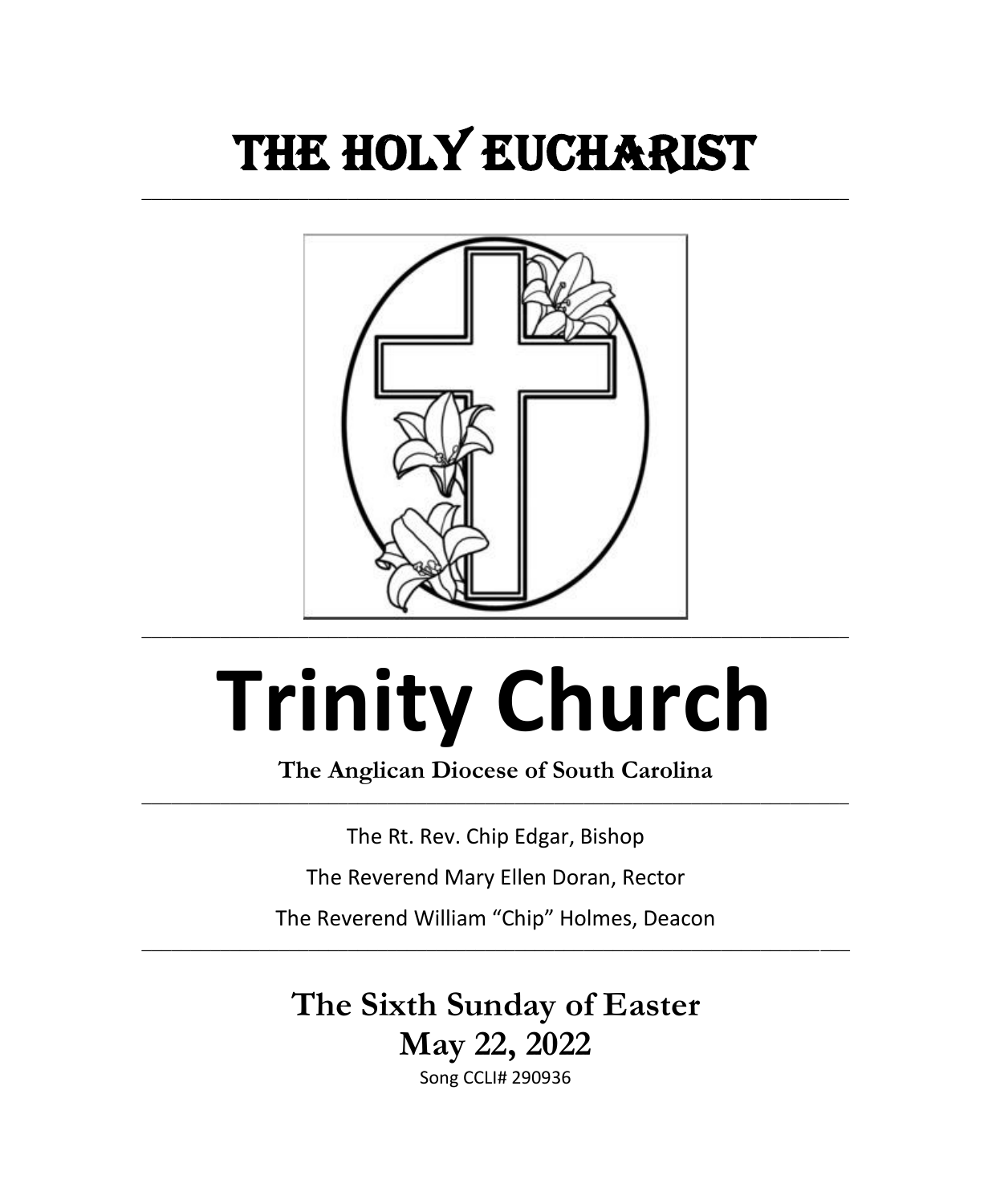# THE HOLY EUCHARIST

---

# Trinity Church

**The Anglican Diocese of South Carolina**

---

The Rt. Rev. Chip Edgar, Bishop

The Reverend Mary Ellen Doran, Rector

The Reverend William "Chip" Holmes, Deacon

---

## The Sixth Sunday of Easter
## May 22, 2022

Song CCLI# 290936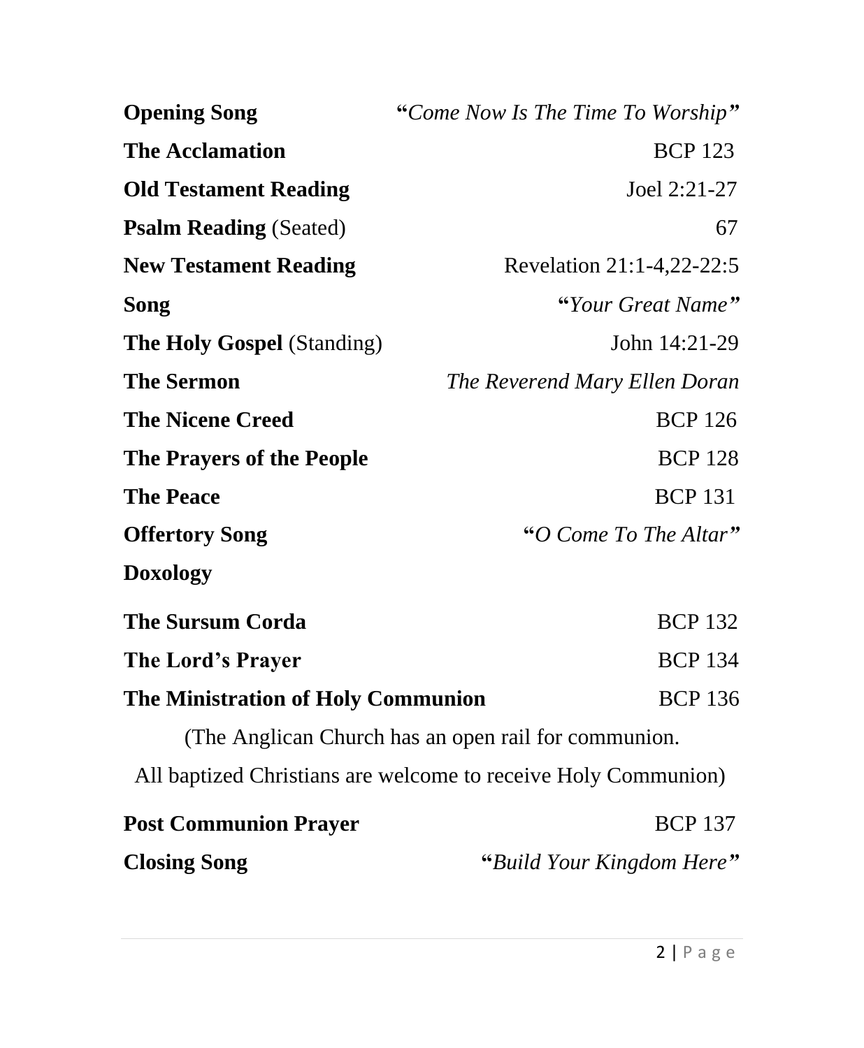| | |
|---|---|
| **Opening Song** | **"***Come Now Is The Time To Worship***"** |
| **The Acclamation** | BCP 123 |
| **Old Testament Reading** | Joel 2:21-27 |
| **Psalm Reading** (Seated) | 67 |
| **New Testament Reading** | Revelation 21:1-4,22-22:5 |
| **Song** | **"***Your Great Name***"** |
| **The Holy Gospel** (Standing) | John 14:21-29 |
| **The Sermon** | *The Reverend Mary Ellen Doran* |
| **The Nicene Creed** | BCP 126 |
| **The Prayers of the People** | BCP 128 |
| **The Peace** | BCP 131 |
| **Offertory Song** | **"***O Come To The Altar***"** |
| **Doxology** | |
| **The Sursum Corda** | BCP 132 |
| **The Lord's Prayer** | BCP 134 |
| **The Ministration of Holy Communion** | BCP 136 |

(The Anglican Church has an open rail for communion.
All baptized Christians are welcome to receive Holy Communion)

| | |
|---|---|
| **Post Communion Prayer** | BCP 137 |
| **Closing Song** | **"***Build Your Kingdom Here***"** |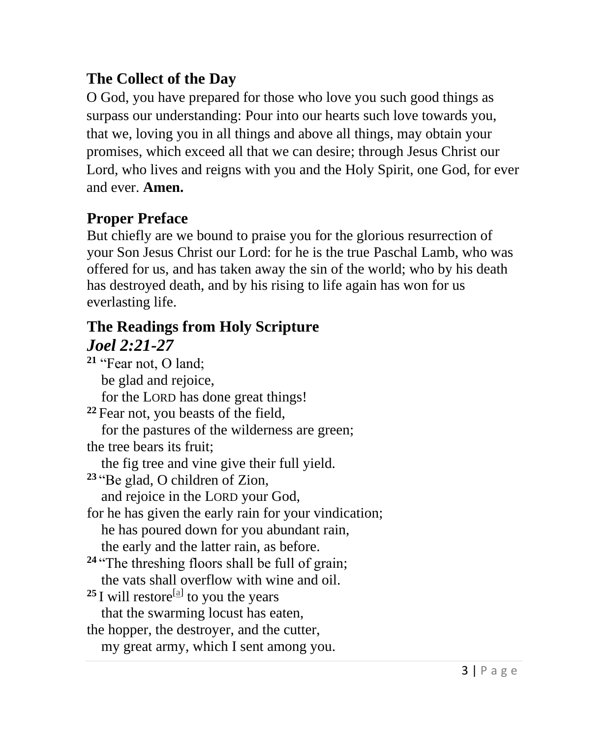## The Collect of the Day

O God, you have prepared for those who love you such good things as surpass our understanding: Pour into our hearts such love towards you, that we, loving you in all things and above all things, may obtain your promises, which exceed all that we can desire; through Jesus Christ our Lord, who lives and reigns with you and the Holy Spirit, one God, for ever and ever. **Amen.**

## Proper Preface

But chiefly are we bound to praise you for the glorious resurrection of your Son Jesus Christ our Lord: for he is the true Paschal Lamb, who was offered for us, and has taken away the sin of the world; who by his death has destroyed death, and by his rising to life again has won for us everlasting life.

## The Readings from Holy Scripture

### *Joel 2:21-27*

**21** "Fear not, O land;
  be glad and rejoice,
  for the LORD has done great things!
**22** Fear not, you beasts of the field,
  for the pastures of the wilderness are green;
the tree bears its fruit;
  the fig tree and vine give their full yield.
**23** "Be glad, O children of Zion,
  and rejoice in the LORD your God,
for he has given the early rain for your vindication;
  he has poured down for you abundant rain,
  the early and the latter rain, as before.
**24** "The threshing floors shall be full of grain;
  the vats shall overflow with wine and oil.
**25** I will restore[a] to you the years
  that the swarming locust has eaten,
the hopper, the destroyer, and the cutter,
  my great army, which I sent among you.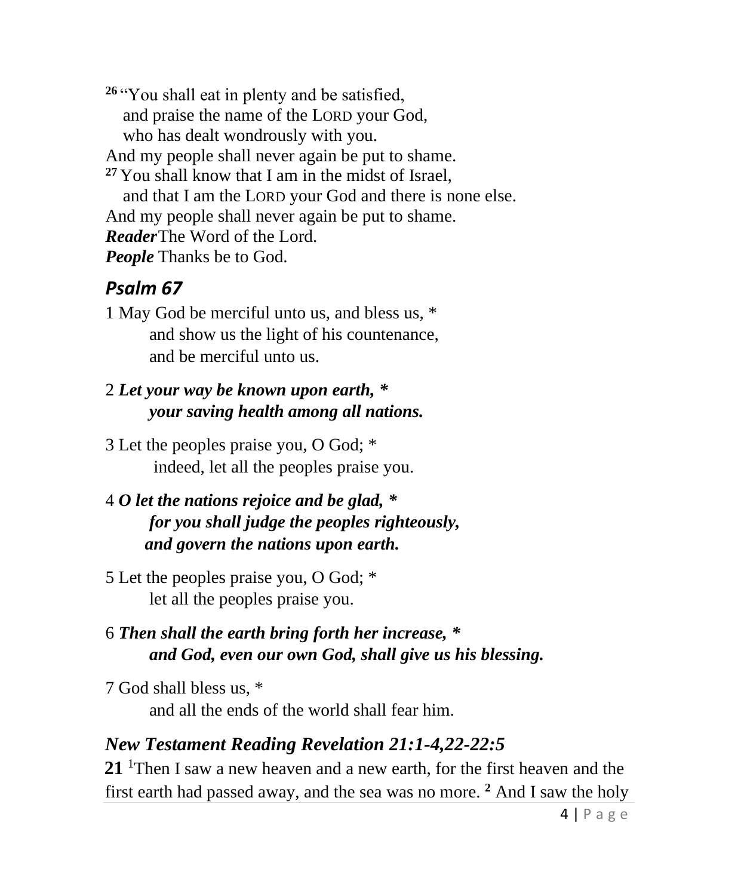[26] "You shall eat in plenty and be satisfied,
  and praise the name of the LORD your God,
  who has dealt wondrously with you.
And my people shall never again be put to shame.
[27] You shall know that I am in the midst of Israel,
  and that I am the LORD your God and there is none else.
And my people shall never again be put to shame.
***Reader*** The Word of the Lord.
***People*** Thanks be to God.

## *Psalm 67*

1 May God be merciful unto us, and bless us, *
  and show us the light of his countenance,
  and be merciful unto us.

2 ***Let your way be known upon earth, ****
  ***your saving health among all nations.***

3 Let the peoples praise you, O God; *
  indeed, let all the peoples praise you.

4 ***O let the nations rejoice and be glad, ****
  ***for you shall judge the peoples righteously,***
  ***and govern the nations upon earth.***

5 Let the peoples praise you, O God; *
  let all the peoples praise you.

6 ***Then shall the earth bring forth her increase, ****
  ***and God, even our own God, shall give us his blessing.***

7 God shall bless us, *
  and all the ends of the world shall fear him.

## *New Testament Reading Revelation 21:1-4,22-22:5*

**21** [1]Then I saw a new heaven and a new earth, for the first heaven and the first earth had passed away, and the sea was no more. **[2]** And I saw the holy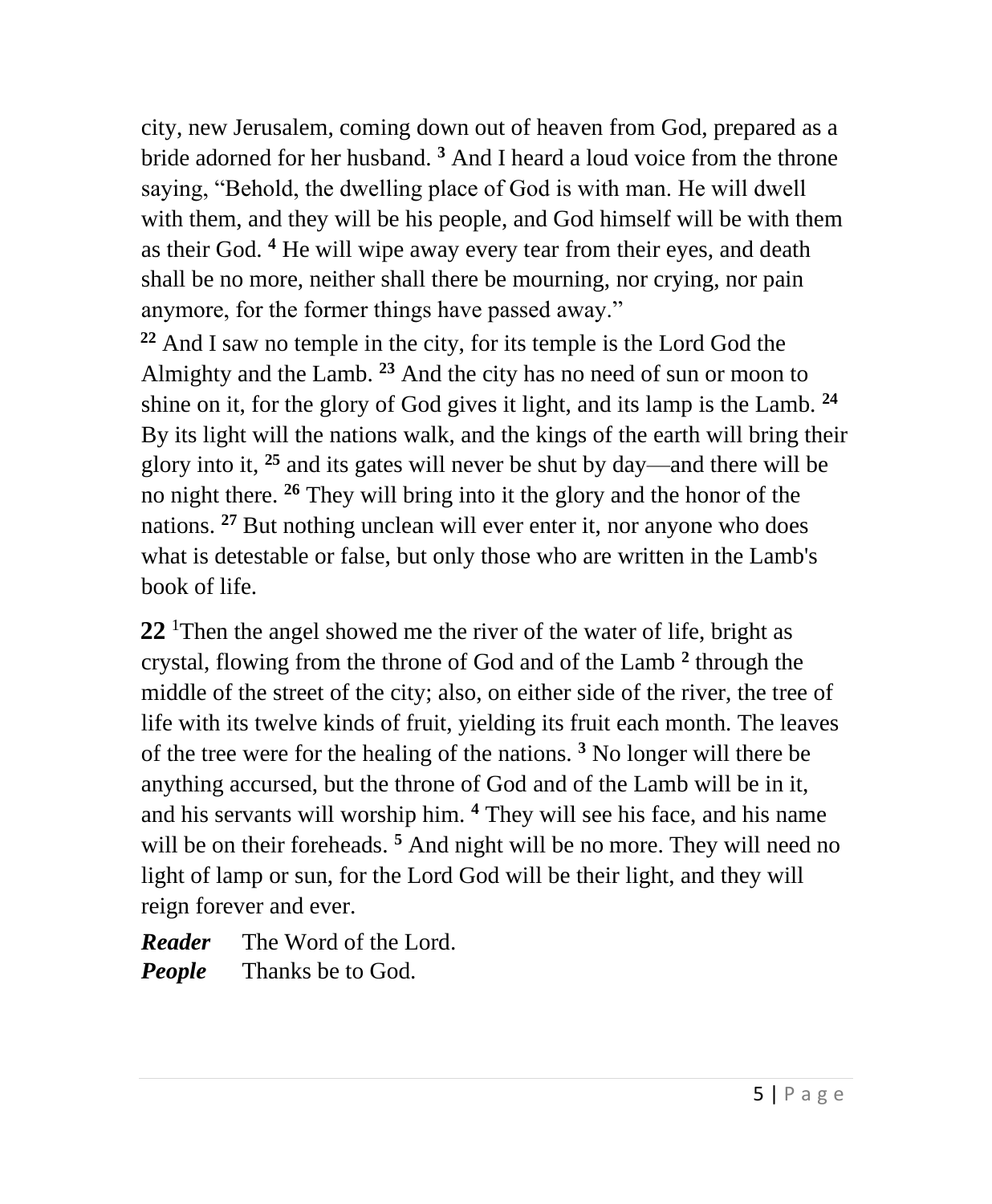city, new Jerusalem, coming down out of heaven from God, prepared as a bride adorned for her husband. **3** And I heard a loud voice from the throne saying, "Behold, the dwelling place of God is with man. He will dwell with them, and they will be his people, and God himself will be with them as their God. **4** He will wipe away every tear from their eyes, and death shall be no more, neither shall there be mourning, nor crying, nor pain anymore, for the former things have passed away."

**22** And I saw no temple in the city, for its temple is the Lord God the Almighty and the Lamb. **23** And the city has no need of sun or moon to shine on it, for the glory of God gives it light, and its lamp is the Lamb. **24** By its light will the nations walk, and the kings of the earth will bring their glory into it, **25** and its gates will never be shut by day—and there will be no night there. **26** They will bring into it the glory and the honor of the nations. **27** But nothing unclean will ever enter it, nor anyone who does what is detestable or false, but only those who are written in the Lamb's book of life.

**22** 1Then the angel showed me the river of the water of life, bright as crystal, flowing from the throne of God and of the Lamb **2** through the middle of the street of the city; also, on either side of the river, the tree of life with its twelve kinds of fruit, yielding its fruit each month. The leaves of the tree were for the healing of the nations. **3** No longer will there be anything accursed, but the throne of God and of the Lamb will be in it, and his servants will worship him. **4** They will see his face, and his name will be on their foreheads. **5** And night will be no more. They will need no light of lamp or sun, for the Lord God will be their light, and they will reign forever and ever.

***Reader*** The Word of the Lord.
***People*** Thanks be to God.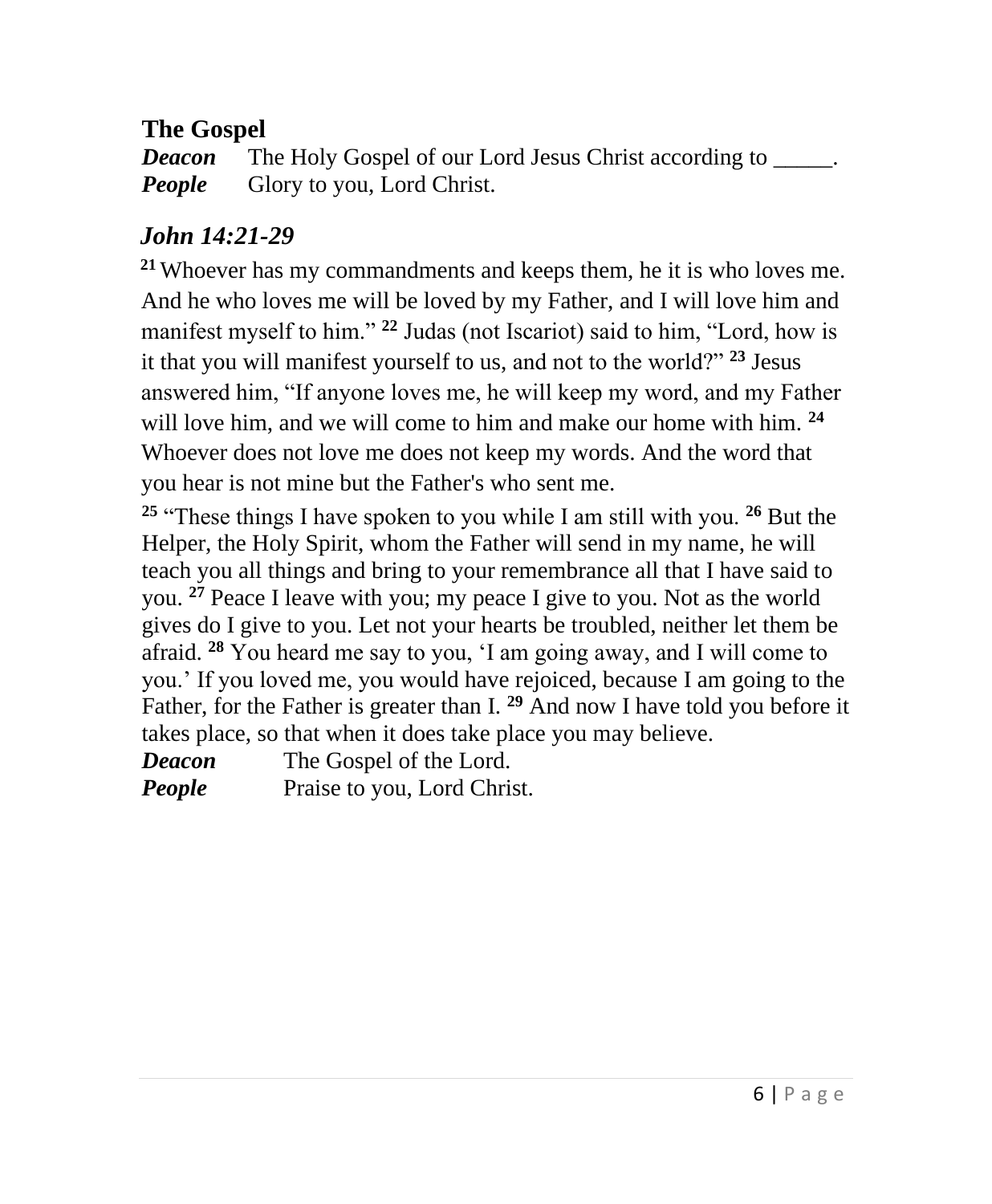## The Gospel

***Deacon*** The Holy Gospel of our Lord Jesus Christ according to _____.
***People*** Glory to you, Lord Christ.

### *John 14:21-29*

[21] Whoever has my commandments and keeps them, he it is who loves me. And he who loves me will be loved by my Father, and I will love him and manifest myself to him." [22] Judas (not Iscariot) said to him, "Lord, how is it that you will manifest yourself to us, and not to the world?" [23] Jesus answered him, "If anyone loves me, he will keep my word, and my Father will love him, and we will come to him and make our home with him. [24] Whoever does not love me does not keep my words. And the word that you hear is not mine but the Father's who sent me.

[25] "These things I have spoken to you while I am still with you. [26] But the Helper, the Holy Spirit, whom the Father will send in my name, he will teach you all things and bring to your remembrance all that I have said to you. [27] Peace I leave with you; my peace I give to you. Not as the world gives do I give to you. Let not your hearts be troubled, neither let them be afraid. [28] You heard me say to you, 'I am going away, and I will come to you.' If you loved me, you would have rejoiced, because I am going to the Father, for the Father is greater than I. [29] And now I have told you before it takes place, so that when it does take place you may believe.

***Deacon*** The Gospel of the Lord.
***People*** Praise to you, Lord Christ.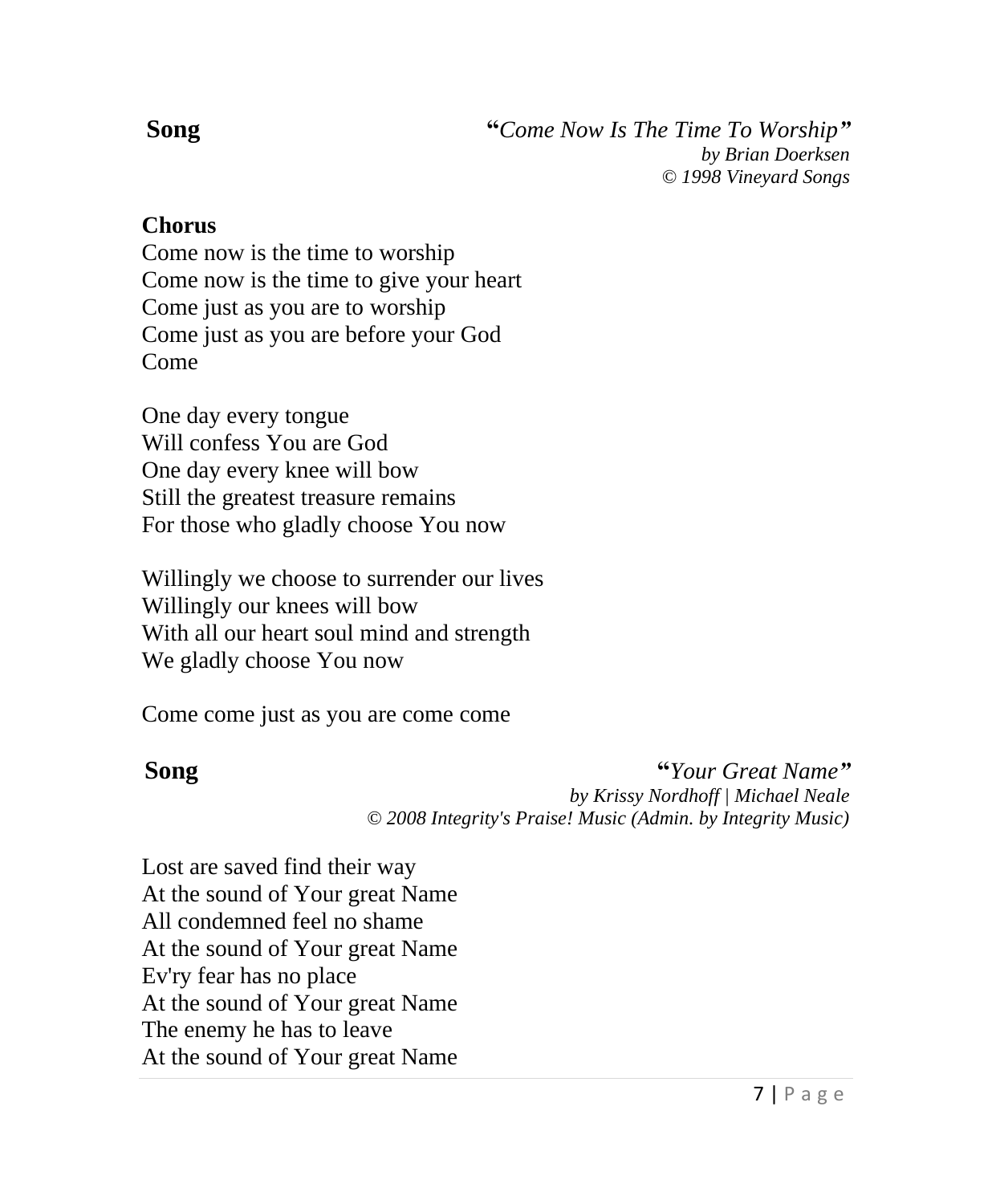**Song** *"Come Now Is The Time To Worship"*
*by Brian Doerksen*
*© 1998 Vineyard Songs*

**Chorus**

Come now is the time to worship
Come now is the time to give your heart
Come just as you are to worship
Come just as you are before your God
Come

One day every tongue
Will confess You are God
One day every knee will bow
Still the greatest treasure remains
For those who gladly choose You now

Willingly we choose to surrender our lives
Willingly our knees will bow
With all our heart soul mind and strength
We gladly choose You now

Come come just as you are come come

**Song** *"Your Great Name"*
*by Krissy Nordhoff | Michael Neale*
*© 2008 Integrity's Praise! Music (Admin. by Integrity Music)*

Lost are saved find their way
At the sound of Your great Name
All condemned feel no shame
At the sound of Your great Name
Ev'ry fear has no place
At the sound of Your great Name
The enemy he has to leave
At the sound of Your great Name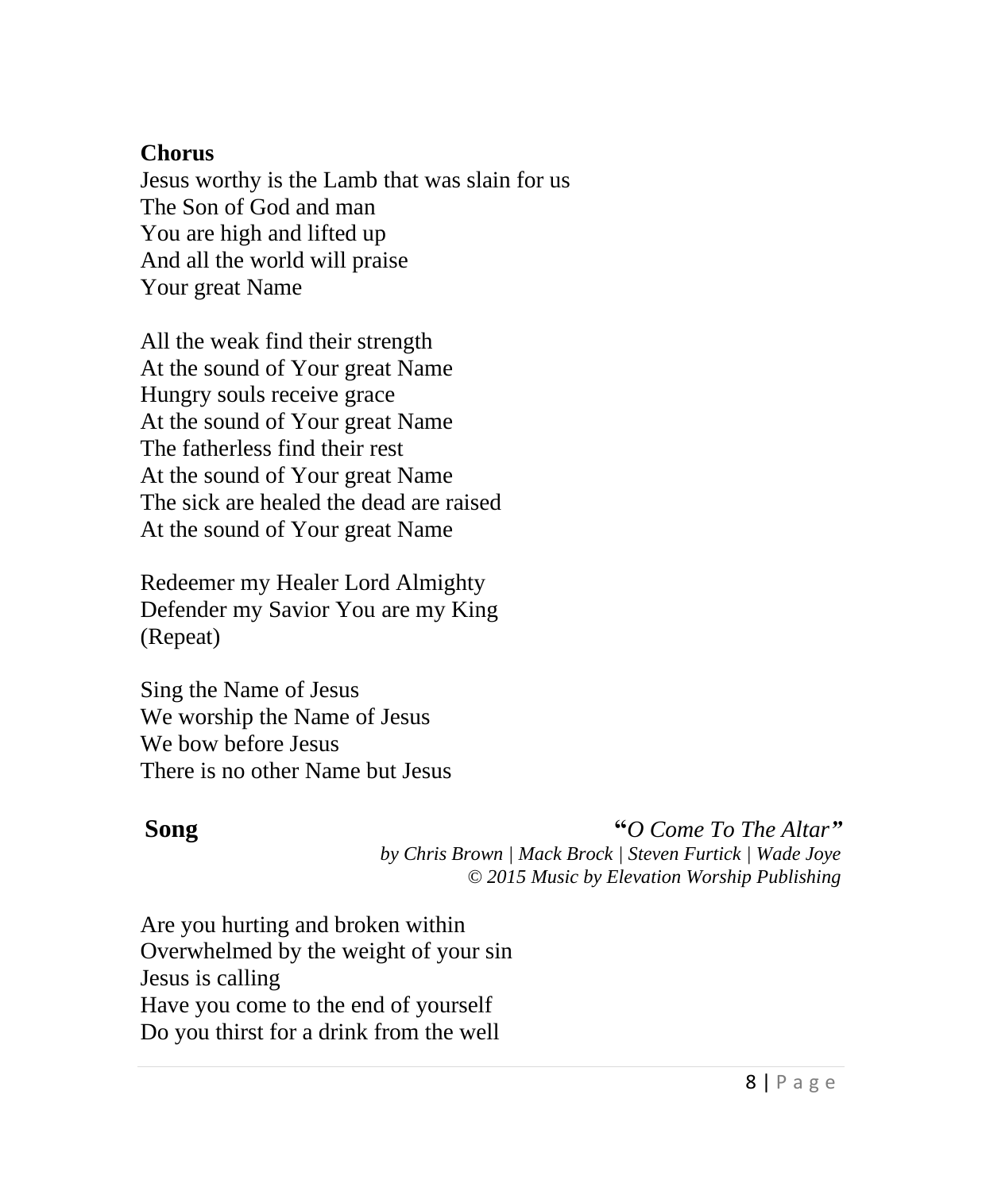**Chorus**

Jesus worthy is the Lamb that was slain for us
The Son of God and man
You are high and lifted up
And all the world will praise
Your great Name

All the weak find their strength
At the sound of Your great Name
Hungry souls receive grace
At the sound of Your great Name
The fatherless find their rest
At the sound of Your great Name
The sick are healed the dead are raised
At the sound of Your great Name

Redeemer my Healer Lord Almighty
Defender my Savior You are my King
(Repeat)

Sing the Name of Jesus
We worship the Name of Jesus
We bow before Jesus
There is no other Name but Jesus

**Song** **"***O Come To The Altar***"**

*by Chris Brown | Mack Brock | Steven Furtick | Wade Joye*
*© 2015 Music by Elevation Worship Publishing*

Are you hurting and broken within
Overwhelmed by the weight of your sin
Jesus is calling
Have you come to the end of yourself
Do you thirst for a drink from the well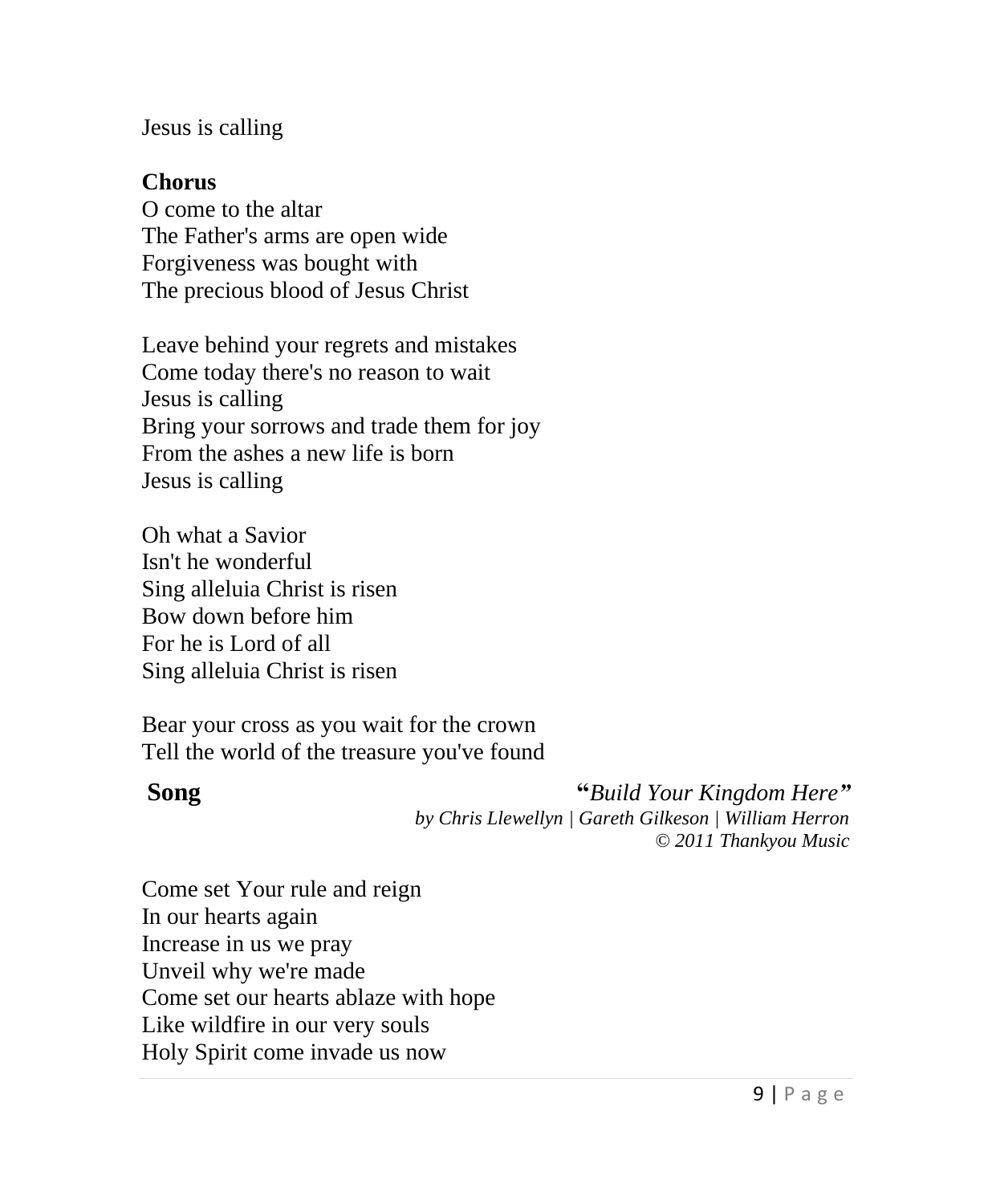Jesus is calling

**Chorus**
O come to the altar
The Father's arms are open wide
Forgiveness was bought with
The precious blood of Jesus Christ

Leave behind your regrets and mistakes
Come today there's no reason to wait
Jesus is calling
Bring your sorrows and trade them for joy
From the ashes a new life is born
Jesus is calling

Oh what a Savior
Isn't he wonderful
Sing alleluia Christ is risen
Bow down before him
For he is Lord of all
Sing alleluia Christ is risen

Bear your cross as you wait for the crown
Tell the world of the treasure you've found

**Song** **"*Build Your Kingdom Here*"**
*by Chris Llewellyn | Gareth Gilkeson | William Herron*
*© 2011 Thankyou Music*

Come set Your rule and reign
In our hearts again
Increase in us we pray
Unveil why we're made
Come set our hearts ablaze with hope
Like wildfire in our very souls
Holy Spirit come invade us now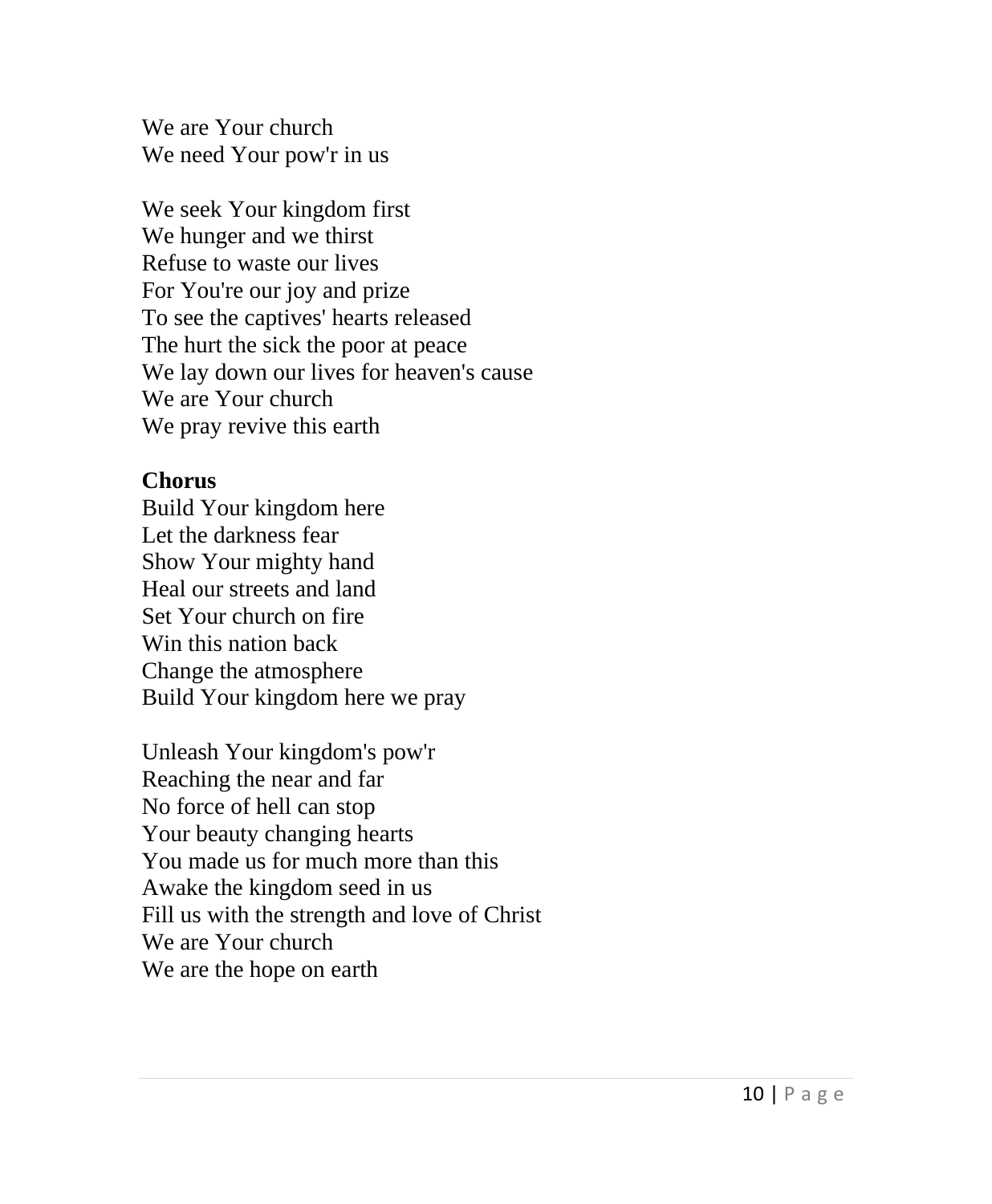We are Your church
We need Your pow'r in us

We seek Your kingdom first
We hunger and we thirst
Refuse to waste our lives
For You're our joy and prize
To see the captives' hearts released
The hurt the sick the poor at peace
We lay down our lives for heaven's cause
We are Your church
We pray revive this earth

**Chorus**
Build Your kingdom here
Let the darkness fear
Show Your mighty hand
Heal our streets and land
Set Your church on fire
Win this nation back
Change the atmosphere
Build Your kingdom here we pray

Unleash Your kingdom's pow'r
Reaching the near and far
No force of hell can stop
Your beauty changing hearts
You made us for much more than this
Awake the kingdom seed in us
Fill us with the strength and love of Christ
We are Your church
We are the hope on earth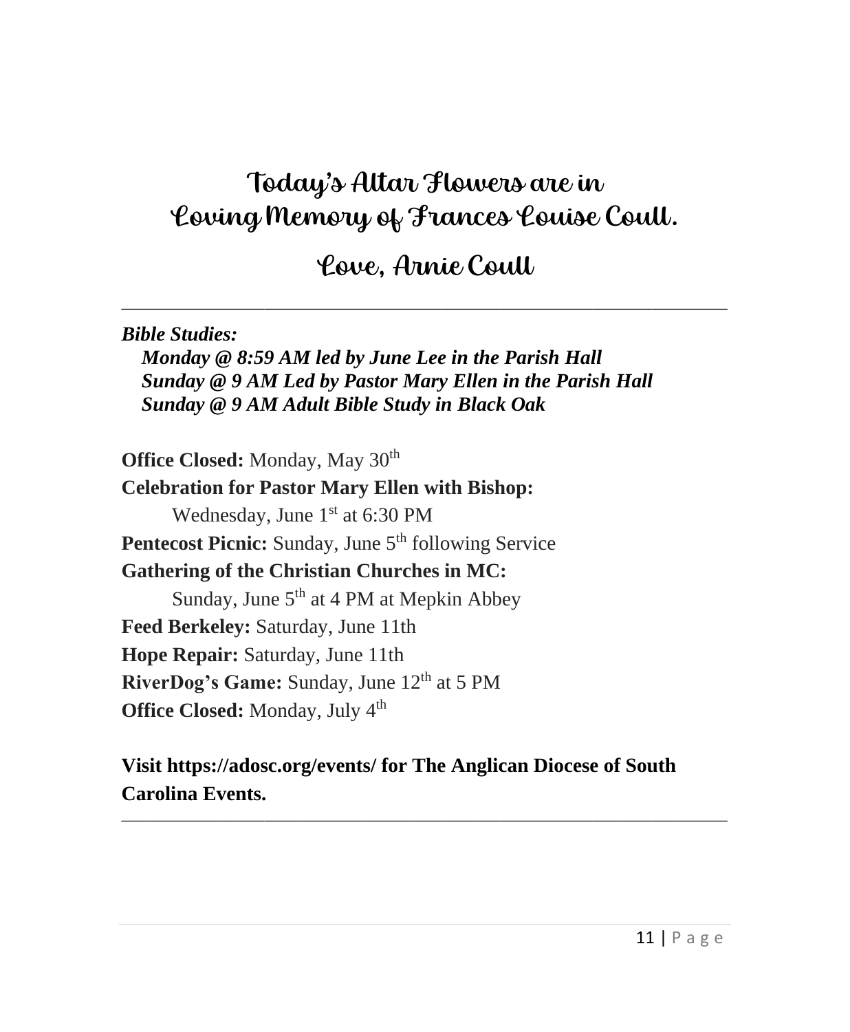## Today's Altar Flowers are in Loving Memory of Frances Louise Coull.

## Love, Arnie Coull

---

***Bible Studies:***

***Monday @ 8:59 AM led by June Lee in the Parish Hall***
***Sunday @ 9 AM Led by Pastor Mary Ellen in the Parish Hall***
***Sunday @ 9 AM Adult Bible Study in Black Oak***

**Office Closed:** Monday, May 30th
**Celebration for Pastor Mary Ellen with Bishop:**
Wednesday, June 1st at 6:30 PM
**Pentecost Picnic:** Sunday, June 5th following Service
**Gathering of the Christian Churches in MC:**
Sunday, June 5th at 4 PM at Mepkin Abbey
**Feed Berkeley:** Saturday, June 11th
**Hope Repair:** Saturday, June 11th
**RiverDog's Game:** Sunday, June 12th at 5 PM
**Office Closed:** Monday, July 4th

**Visit https://adosc.org/events/ for The Anglican Diocese of South Carolina Events.**

---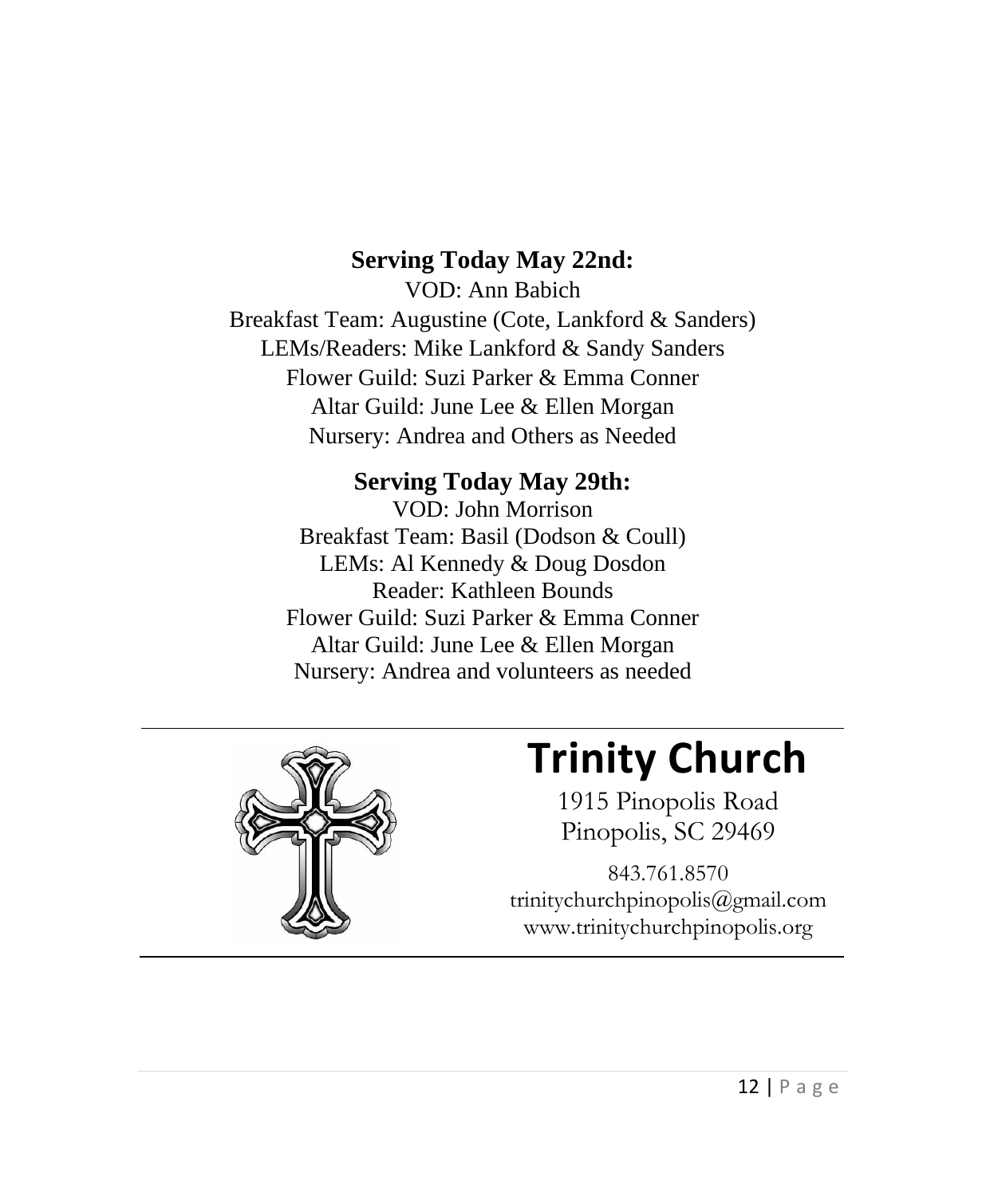## Serving Today May 22nd:

VOD: Ann Babich
Breakfast Team: Augustine (Cote, Lankford & Sanders)
LEMs/Readers: Mike Lankford & Sandy Sanders
Flower Guild: Suzi Parker & Emma Conner
Altar Guild: June Lee & Ellen Morgan
Nursery: Andrea and Others as Needed

## Serving Today May 29th:

VOD: John Morrison
Breakfast Team: Basil (Dodson & Coull)
LEMs: Al Kennedy & Doug Dosdon
Reader: Kathleen Bounds
Flower Guild: Suzi Parker & Emma Conner
Altar Guild: June Lee & Ellen Morgan
Nursery: Andrea and volunteers as needed

---

# Trinity Church

1915 Pinopolis Road
Pinopolis, SC 29469

843.761.8570
trinitychurchpinopolis@gmail.com
www.trinitychurchpinopolis.org